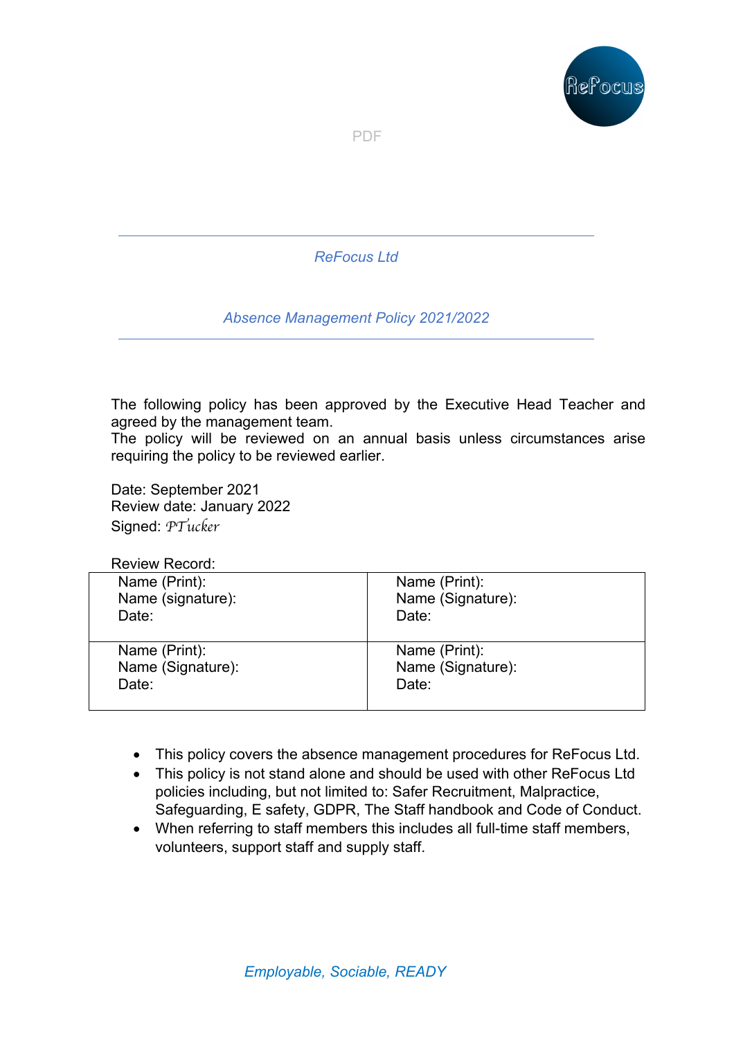PDF

*ReFocus Ltd*

*Absence Management Policy 2021/2022*

The following policy has been approved by the Executive Head Teacher and agreed by the management team.
The policy will be reviewed on an annual basis unless circumstances arise requiring the policy to be reviewed earlier.

Date: September 2021
Review date: January 2022
Signed: *PTucker*

Review Record:

| | |
|---|---|
| Name (Print):<br>Name (signature):<br>Date: | Name (Print):<br>Name (Signature):<br>Date: |
| Name (Print):<br>Name (Signature):<br>Date: | Name (Print):<br>Name (Signature):<br>Date: |

- This policy covers the absence management procedures for ReFocus Ltd.
- This policy is not stand alone and should be used with other ReFocus Ltd policies including, but not limited to: Safer Recruitment, Malpractice, Safeguarding, E safety, GDPR, The Staff handbook and Code of Conduct.
- When referring to staff members this includes all full-time staff members, volunteers, support staff and supply staff.

*Employable, Sociable, READY*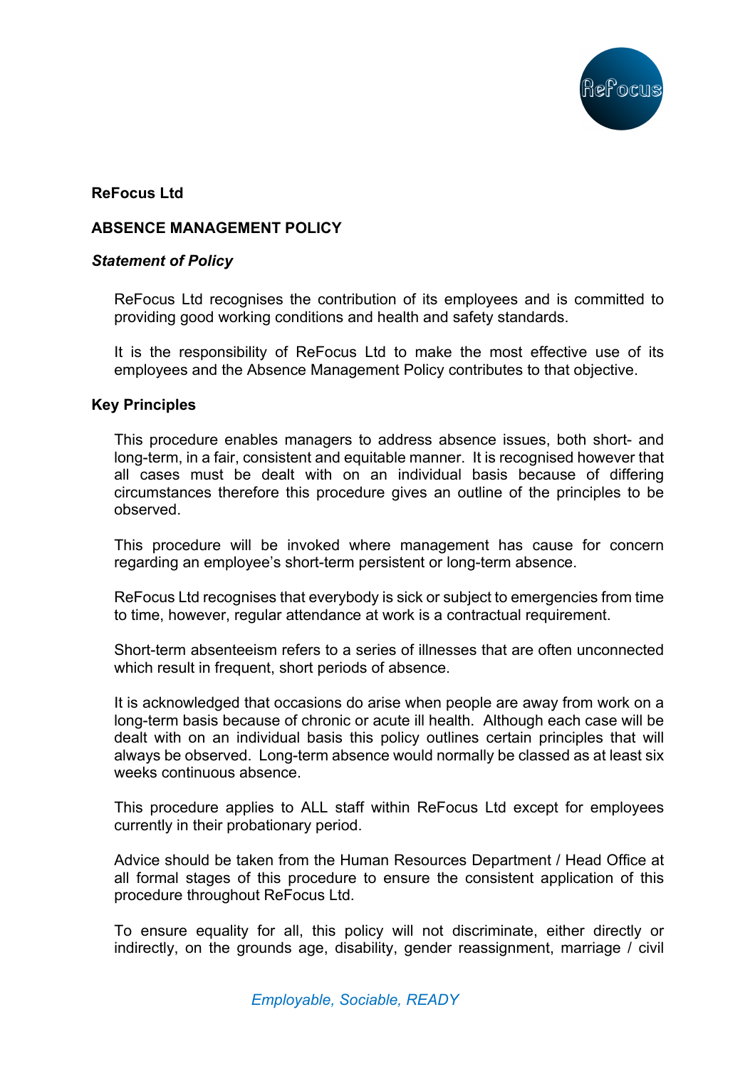**ReFocus Ltd**

**ABSENCE MANAGEMENT POLICY**

***Statement of Policy***

ReFocus Ltd recognises the contribution of its employees and is committed to providing good working conditions and health and safety standards.

It is the responsibility of ReFocus Ltd to make the most effective use of its employees and the Absence Management Policy contributes to that objective.

**Key Principles**

This procedure enables managers to address absence issues, both short- and long-term, in a fair, consistent and equitable manner. It is recognised however that all cases must be dealt with on an individual basis because of differing circumstances therefore this procedure gives an outline of the principles to be observed.

This procedure will be invoked where management has cause for concern regarding an employee's short-term persistent or long-term absence.

ReFocus Ltd recognises that everybody is sick or subject to emergencies from time to time, however, regular attendance at work is a contractual requirement.

Short-term absenteeism refers to a series of illnesses that are often unconnected which result in frequent, short periods of absence.

It is acknowledged that occasions do arise when people are away from work on a long-term basis because of chronic or acute ill health. Although each case will be dealt with on an individual basis this policy outlines certain principles that will always be observed. Long-term absence would normally be classed as at least six weeks continuous absence.

This procedure applies to ALL staff within ReFocus Ltd except for employees currently in their probationary period.

Advice should be taken from the Human Resources Department / Head Office at all formal stages of this procedure to ensure the consistent application of this procedure throughout ReFocus Ltd.

To ensure equality for all, this policy will not discriminate, either directly or indirectly, on the grounds age, disability, gender reassignment, marriage / civil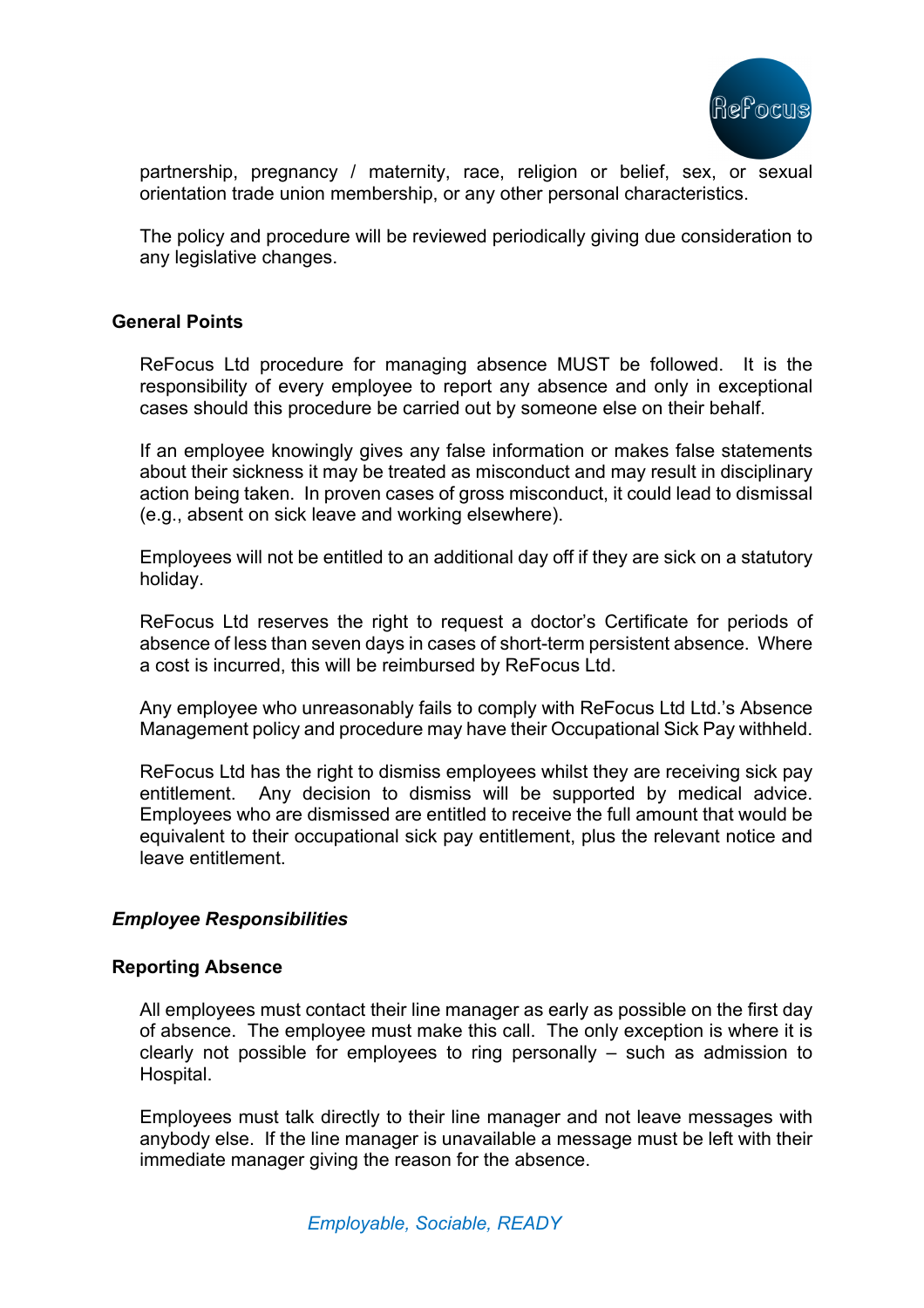partnership, pregnancy / maternity, race, religion or belief, sex, or sexual orientation trade union membership, or any other personal characteristics.

The policy and procedure will be reviewed periodically giving due consideration to any legislative changes.

## General Points

ReFocus Ltd procedure for managing absence MUST be followed. It is the responsibility of every employee to report any absence and only in exceptional cases should this procedure be carried out by someone else on their behalf.

If an employee knowingly gives any false information or makes false statements about their sickness it may be treated as misconduct and may result in disciplinary action being taken. In proven cases of gross misconduct, it could lead to dismissal (e.g., absent on sick leave and working elsewhere).

Employees will not be entitled to an additional day off if they are sick on a statutory holiday.

ReFocus Ltd reserves the right to request a doctor's Certificate for periods of absence of less than seven days in cases of short-term persistent absence. Where a cost is incurred, this will be reimbursed by ReFocus Ltd.

Any employee who unreasonably fails to comply with ReFocus Ltd Ltd.'s Absence Management policy and procedure may have their Occupational Sick Pay withheld.

ReFocus Ltd has the right to dismiss employees whilst they are receiving sick pay entitlement. Any decision to dismiss will be supported by medical advice. Employees who are dismissed are entitled to receive the full amount that would be equivalent to their occupational sick pay entitlement, plus the relevant notice and leave entitlement.

## *Employee Responsibilities*

### Reporting Absence

All employees must contact their line manager as early as possible on the first day of absence. The employee must make this call. The only exception is where it is clearly not possible for employees to ring personally – such as admission to Hospital.

Employees must talk directly to their line manager and not leave messages with anybody else. If the line manager is unavailable a message must be left with their immediate manager giving the reason for the absence.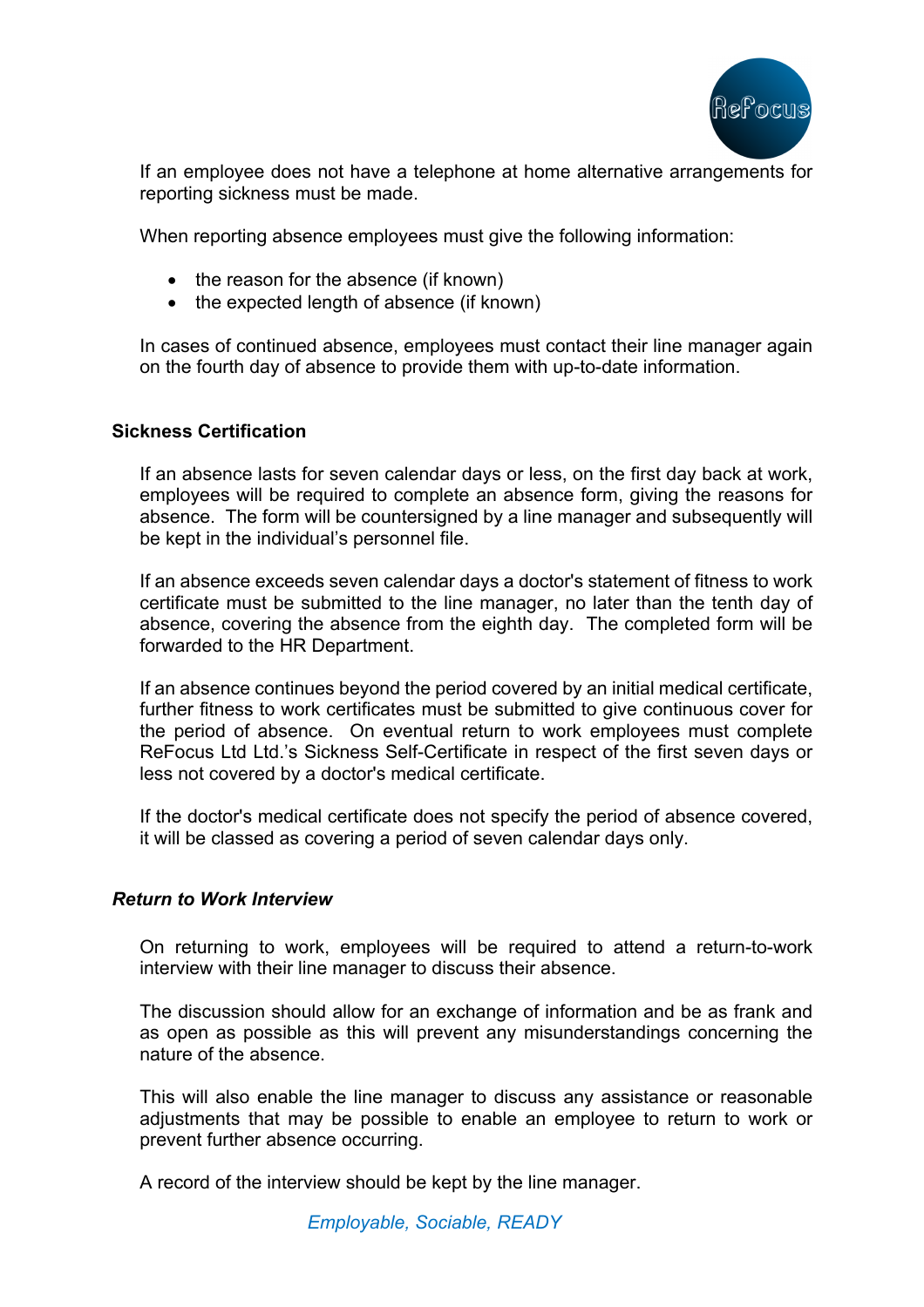If an employee does not have a telephone at home alternative arrangements for reporting sickness must be made.

When reporting absence employees must give the following information:

- the reason for the absence (if known)
- the expected length of absence (if known)

In cases of continued absence, employees must contact their line manager again on the fourth day of absence to provide them with up-to-date information.

## Sickness Certification

If an absence lasts for seven calendar days or less, on the first day back at work, employees will be required to complete an absence form, giving the reasons for absence. The form will be countersigned by a line manager and subsequently will be kept in the individual's personnel file.

If an absence exceeds seven calendar days a doctor's statement of fitness to work certificate must be submitted to the line manager, no later than the tenth day of absence, covering the absence from the eighth day. The completed form will be forwarded to the HR Department.

If an absence continues beyond the period covered by an initial medical certificate, further fitness to work certificates must be submitted to give continuous cover for the period of absence. On eventual return to work employees must complete ReFocus Ltd Ltd.'s Sickness Self-Certificate in respect of the first seven days or less not covered by a doctor's medical certificate.

If the doctor's medical certificate does not specify the period of absence covered, it will be classed as covering a period of seven calendar days only.

### *Return to Work Interview*

On returning to work, employees will be required to attend a return-to-work interview with their line manager to discuss their absence.

The discussion should allow for an exchange of information and be as frank and as open as possible as this will prevent any misunderstandings concerning the nature of the absence.

This will also enable the line manager to discuss any assistance or reasonable adjustments that may be possible to enable an employee to return to work or prevent further absence occurring.

A record of the interview should be kept by the line manager.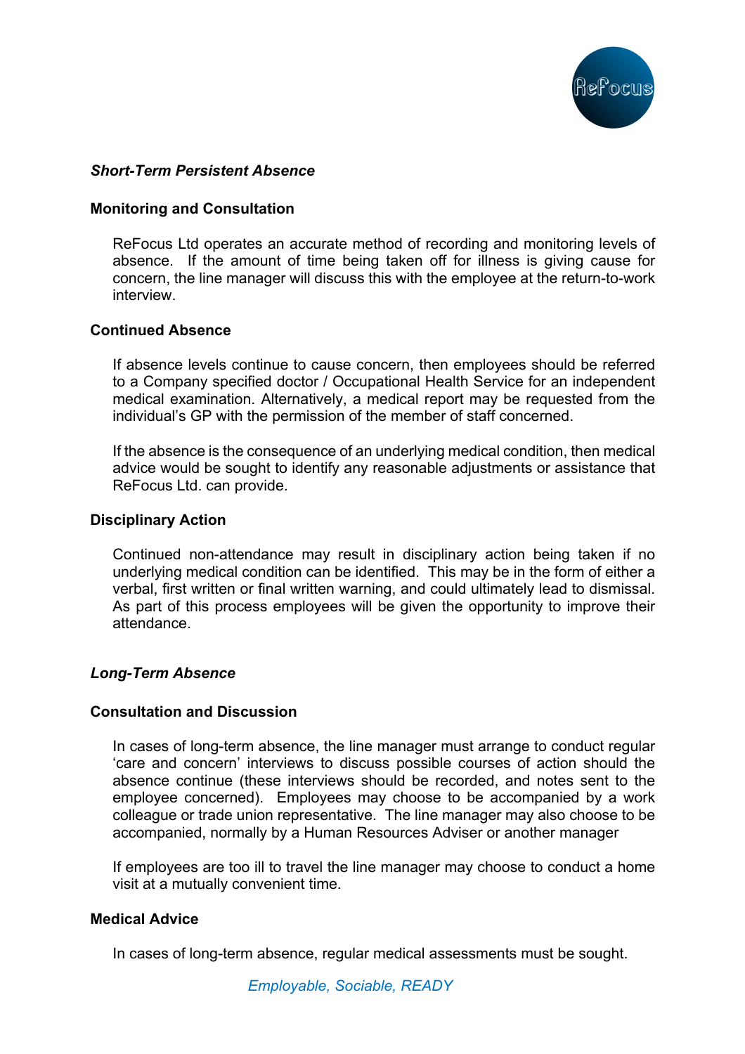### *Short-Term Persistent Absence*

**Monitoring and Consultation**

ReFocus Ltd operates an accurate method of recording and monitoring levels of absence. If the amount of time being taken off for illness is giving cause for concern, the line manager will discuss this with the employee at the return-to-work interview.

**Continued Absence**

If absence levels continue to cause concern, then employees should be referred to a Company specified doctor / Occupational Health Service for an independent medical examination. Alternatively, a medical report may be requested from the individual's GP with the permission of the member of staff concerned.

If the absence is the consequence of an underlying medical condition, then medical advice would be sought to identify any reasonable adjustments or assistance that ReFocus Ltd. can provide.

**Disciplinary Action**

Continued non-attendance may result in disciplinary action being taken if no underlying medical condition can be identified. This may be in the form of either a verbal, first written or final written warning, and could ultimately lead to dismissal. As part of this process employees will be given the opportunity to improve their attendance.

### *Long-Term Absence*

**Consultation and Discussion**

In cases of long-term absence, the line manager must arrange to conduct regular 'care and concern' interviews to discuss possible courses of action should the absence continue (these interviews should be recorded, and notes sent to the employee concerned). Employees may choose to be accompanied by a work colleague or trade union representative. The line manager may also choose to be accompanied, normally by a Human Resources Adviser or another manager

If employees are too ill to travel the line manager may choose to conduct a home visit at a mutually convenient time.

**Medical Advice**

In cases of long-term absence, regular medical assessments must be sought.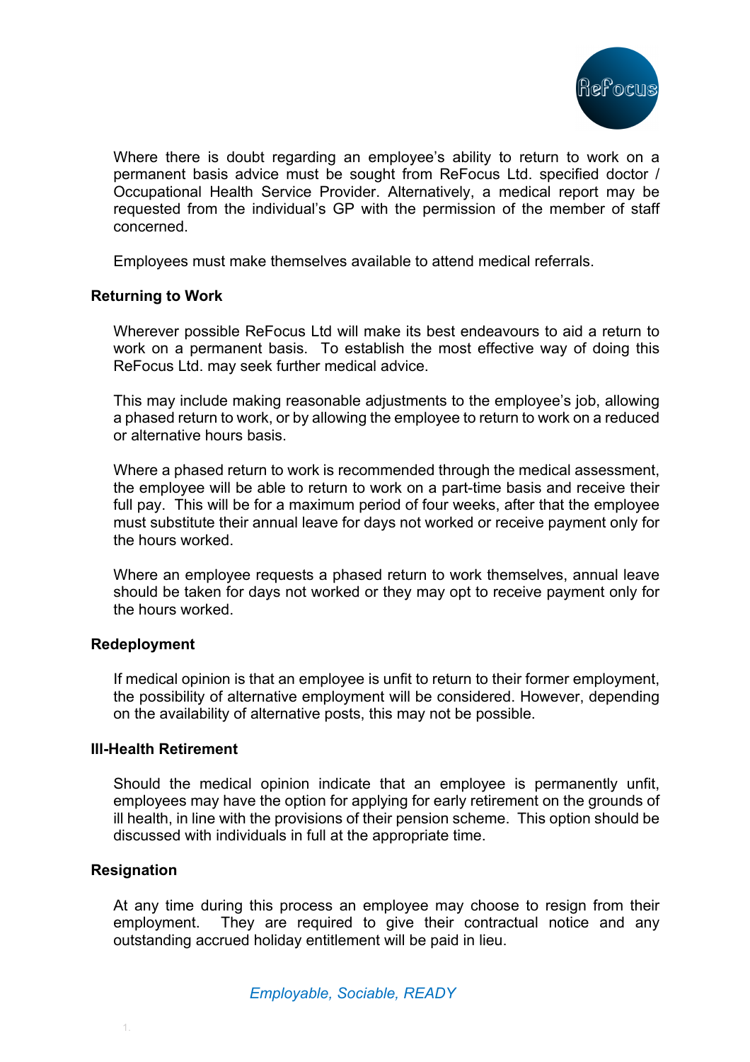Where there is doubt regarding an employee's ability to return to work on a permanent basis advice must be sought from ReFocus Ltd. specified doctor / Occupational Health Service Provider. Alternatively, a medical report may be requested from the individual's GP with the permission of the member of staff concerned.

Employees must make themselves available to attend medical referrals.

**Returning to Work**

Wherever possible ReFocus Ltd will make its best endeavours to aid a return to work on a permanent basis. To establish the most effective way of doing this ReFocus Ltd. may seek further medical advice.

This may include making reasonable adjustments to the employee's job, allowing a phased return to work, or by allowing the employee to return to work on a reduced or alternative hours basis.

Where a phased return to work is recommended through the medical assessment, the employee will be able to return to work on a part-time basis and receive their full pay. This will be for a maximum period of four weeks, after that the employee must substitute their annual leave for days not worked or receive payment only for the hours worked.

Where an employee requests a phased return to work themselves, annual leave should be taken for days not worked or they may opt to receive payment only for the hours worked.

**Redeployment**

If medical opinion is that an employee is unfit to return to their former employment, the possibility of alternative employment will be considered. However, depending on the availability of alternative posts, this may not be possible.

**Ill-Health Retirement**

Should the medical opinion indicate that an employee is permanently unfit, employees may have the option for applying for early retirement on the grounds of ill health, in line with the provisions of their pension scheme. This option should be discussed with individuals in full at the appropriate time.

**Resignation**

At any time during this process an employee may choose to resign from their employment. They are required to give their contractual notice and any outstanding accrued holiday entitlement will be paid in lieu.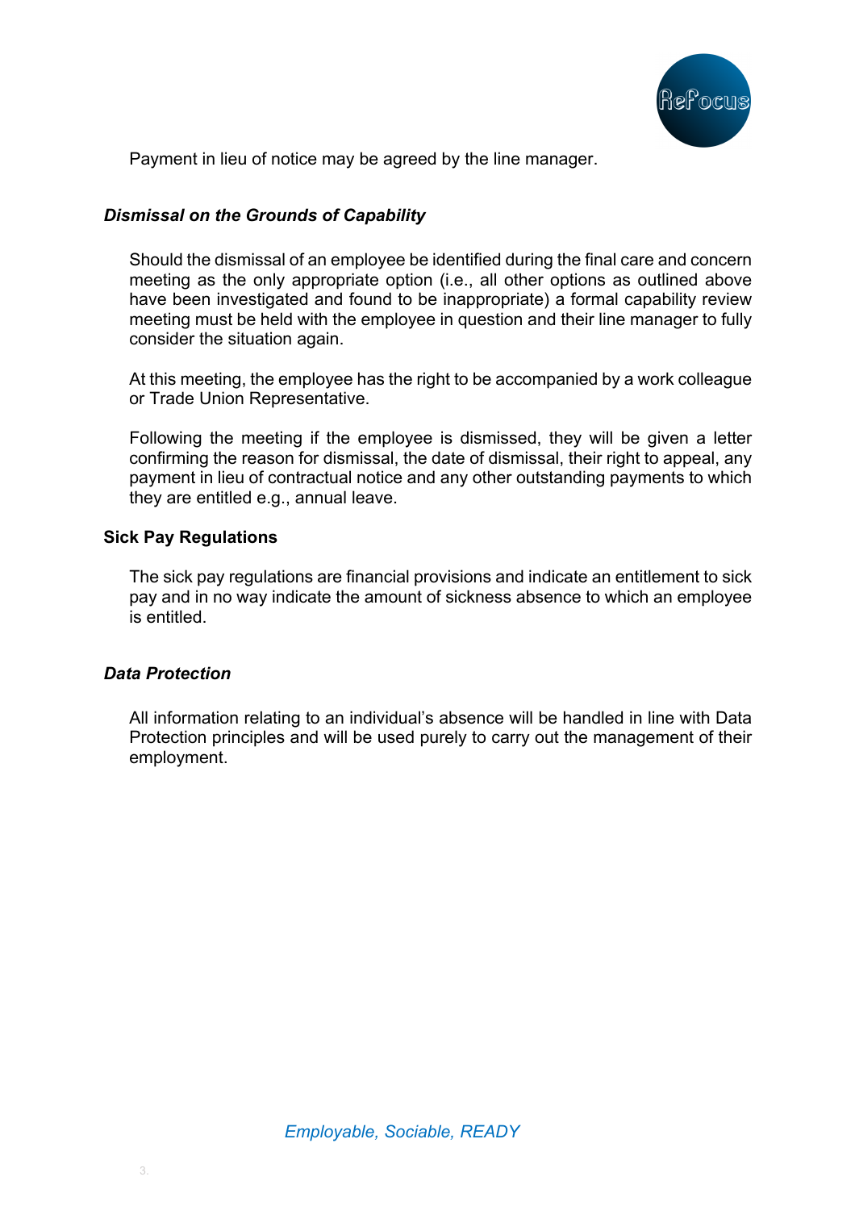Payment in lieu of notice may be agreed by the line manager.

### *Dismissal on the Grounds of Capability*

Should the dismissal of an employee be identified during the final care and concern meeting as the only appropriate option (i.e., all other options as outlined above have been investigated and found to be inappropriate) a formal capability review meeting must be held with the employee in question and their line manager to fully consider the situation again.

At this meeting, the employee has the right to be accompanied by a work colleague or Trade Union Representative.

Following the meeting if the employee is dismissed, they will be given a letter confirming the reason for dismissal, the date of dismissal, their right to appeal, any payment in lieu of contractual notice and any other outstanding payments to which they are entitled e.g., annual leave.

### **Sick Pay Regulations**

The sick pay regulations are financial provisions and indicate an entitlement to sick pay and in no way indicate the amount of sickness absence to which an employee is entitled.

### *Data Protection*

All information relating to an individual's absence will be handled in line with Data Protection principles and will be used purely to carry out the management of their employment.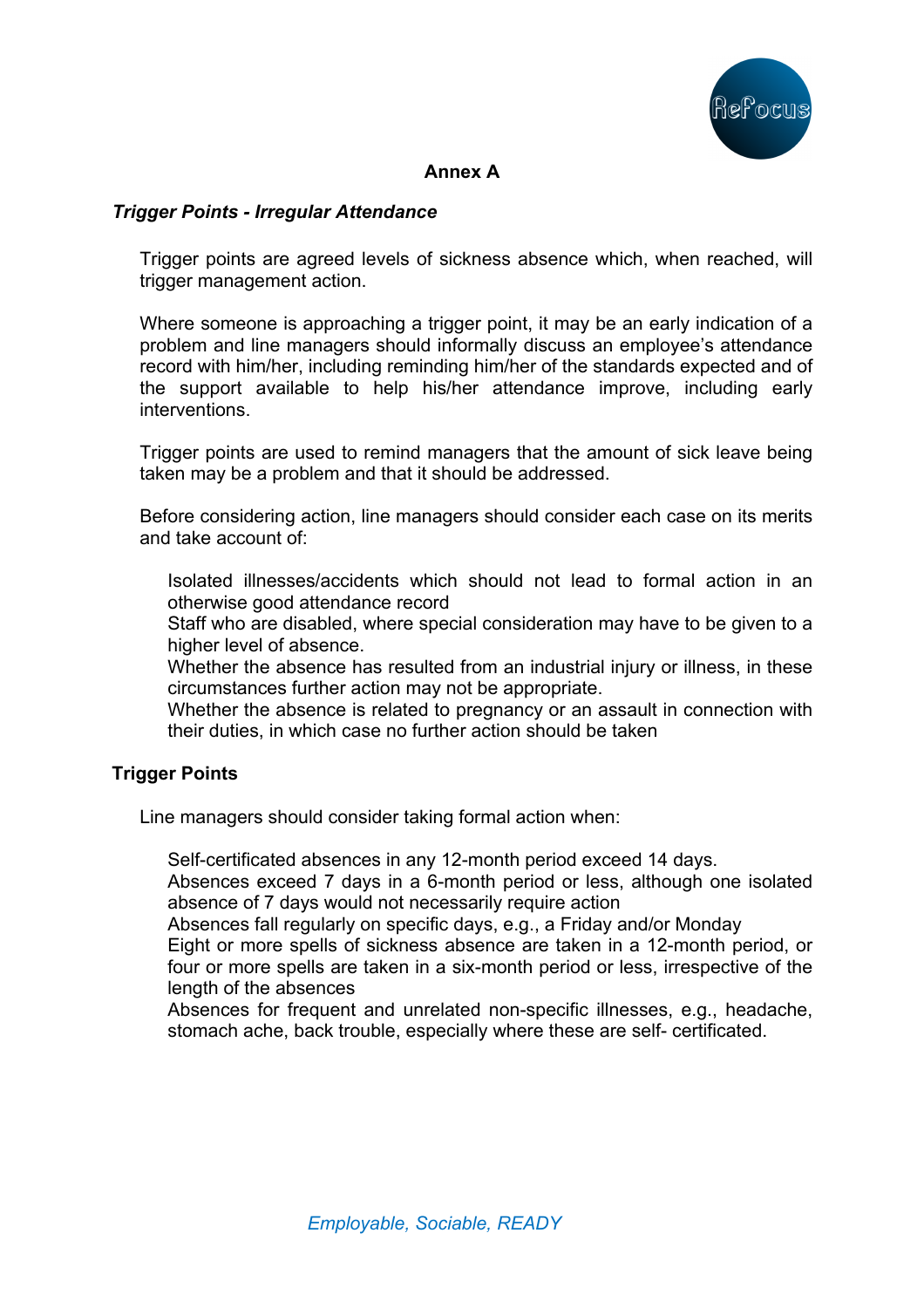## Annex A

### *Trigger Points - Irregular Attendance*

Trigger points are agreed levels of sickness absence which, when reached, will trigger management action.

Where someone is approaching a trigger point, it may be an early indication of a problem and line managers should informally discuss an employee's attendance record with him/her, including reminding him/her of the standards expected and of the support available to help his/her attendance improve, including early interventions.

Trigger points are used to remind managers that the amount of sick leave being taken may be a problem and that it should be addressed.

Before considering action, line managers should consider each case on its merits and take account of:

- Isolated illnesses/accidents which should not lead to formal action in an otherwise good attendance record
- Staff who are disabled, where special consideration may have to be given to a higher level of absence.
- Whether the absence has resulted from an industrial injury or illness, in these circumstances further action may not be appropriate.
- Whether the absence is related to pregnancy or an assault in connection with their duties, in which case no further action should be taken

### Trigger Points

Line managers should consider taking formal action when:

- Self-certificated absences in any 12-month period exceed 14 days.
- Absences exceed 7 days in a 6-month period or less, although one isolated absence of 7 days would not necessarily require action
- Absences fall regularly on specific days, e.g., a Friday and/or Monday
- Eight or more spells of sickness absence are taken in a 12-month period, or four or more spells are taken in a six-month period or less, irrespective of the length of the absences
- Absences for frequent and unrelated non-specific illnesses, e.g., headache, stomach ache, back trouble, especially where these are self- certificated.